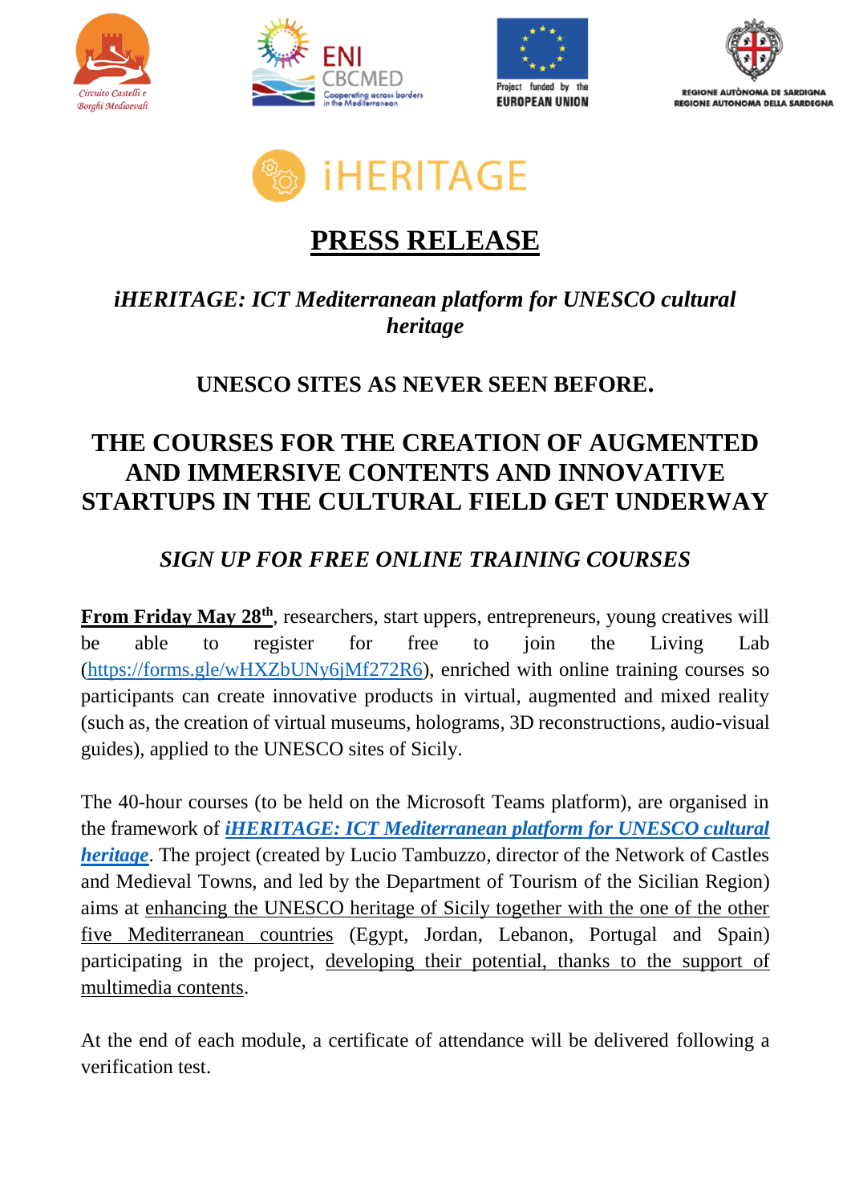# PRESS RELEASE

***iHERITAGE: ICT Mediterranean platform for UNESCO cultural heritage***

## UNESCO SITES AS NEVER SEEN BEFORE.

## THE COURSES FOR THE CREATION OF AUGMENTED AND IMMERSIVE CONTENTS AND INNOVATIVE STARTUPS IN THE CULTURAL FIELD GET UNDERWAY

***SIGN UP FOR FREE ONLINE TRAINING COURSES***

**From Friday May 28th**, researchers, start uppers, entrepreneurs, young creatives will be able to register for free to join the Living Lab (https://forms.gle/wHXZbUNy6jMf272R6), enriched with online training courses so participants can create innovative products in virtual, augmented and mixed reality (such as, the creation of virtual museums, holograms, 3D reconstructions, audio-visual guides), applied to the UNESCO sites of Sicily.

The 40-hour courses (to be held on the Microsoft Teams platform), are organised in the framework of ***iHERITAGE: ICT Mediterranean platform for UNESCO cultural heritage***. The project (created by Lucio Tambuzzo, director of the Network of Castles and Medieval Towns, and led by the Department of Tourism of the Sicilian Region) aims at enhancing the UNESCO heritage of Sicily together with the one of the other five Mediterranean countries (Egypt, Jordan, Lebanon, Portugal and Spain) participating in the project, developing their potential, thanks to the support of multimedia contents.

At the end of each module, a certificate of attendance will be delivered following a verification test.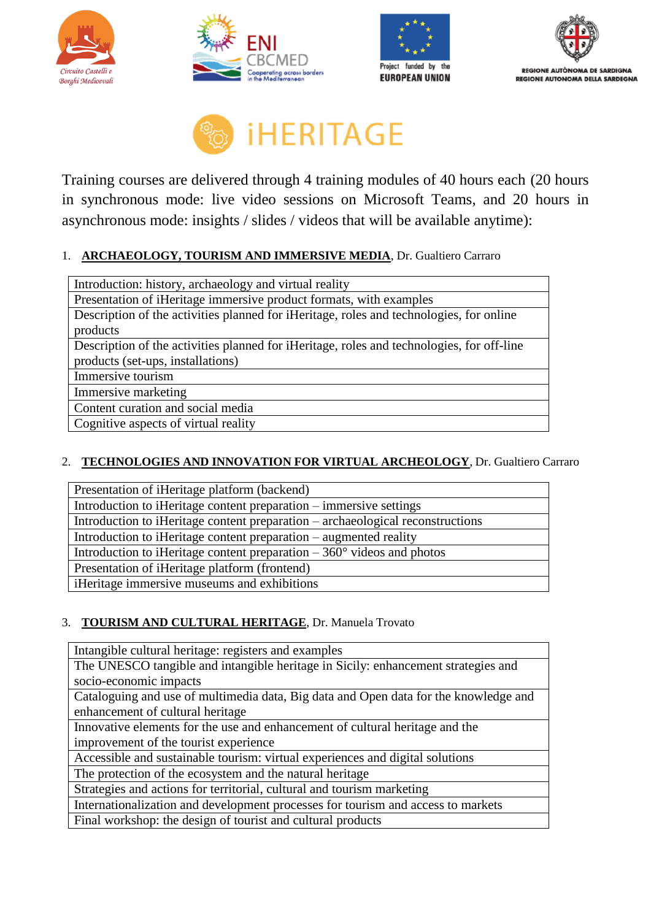# iHERITAGE

Training courses are delivered through 4 training modules of 40 hours each (20 hours in synchronous mode: live video sessions on Microsoft Teams, and 20 hours in asynchronous mode: insights / slides / videos that will be available anytime):

1. **ARCHAEOLOGY, TOURISM AND IMMERSIVE MEDIA**, Dr. Gualtiero Carraro

| Introduction: history, archaeology and virtual reality |
|---|
| Presentation of iHeritage immersive product formats, with examples |
| Description of the activities planned for iHeritage, roles and technologies, for online products |
| Description of the activities planned for iHeritage, roles and technologies, for off-line products (set-ups, installations) |
| Immersive tourism |
| Immersive marketing |
| Content curation and social media |
| Cognitive aspects of virtual reality |

2. **TECHNOLOGIES AND INNOVATION FOR VIRTUAL ARCHEOLOGY**, Dr. Gualtiero Carraro

| Presentation of iHeritage platform (backend) |
|---|
| Introduction to iHeritage content preparation – immersive settings |
| Introduction to iHeritage content preparation – archaeological reconstructions |
| Introduction to iHeritage content preparation – augmented reality |
| Introduction to iHeritage content preparation – 360° videos and photos |
| Presentation of iHeritage platform (frontend) |
| iHeritage immersive museums and exhibitions |

3. **TOURISM AND CULTURAL HERITAGE**, Dr. Manuela Trovato

| Intangible cultural heritage: registers and examples |
|---|
| The UNESCO tangible and intangible heritage in Sicily: enhancement strategies and socio-economic impacts |
| Cataloguing and use of multimedia data, Big data and Open data for the knowledge and enhancement of cultural heritage |
| Innovative elements for the use and enhancement of cultural heritage and the improvement of the tourist experience |
| Accessible and sustainable tourism: virtual experiences and digital solutions |
| The protection of the ecosystem and the natural heritage |
| Strategies and actions for territorial, cultural and tourism marketing |
| Internationalization and development processes for tourism and access to markets |
| Final workshop: the design of tourist and cultural products |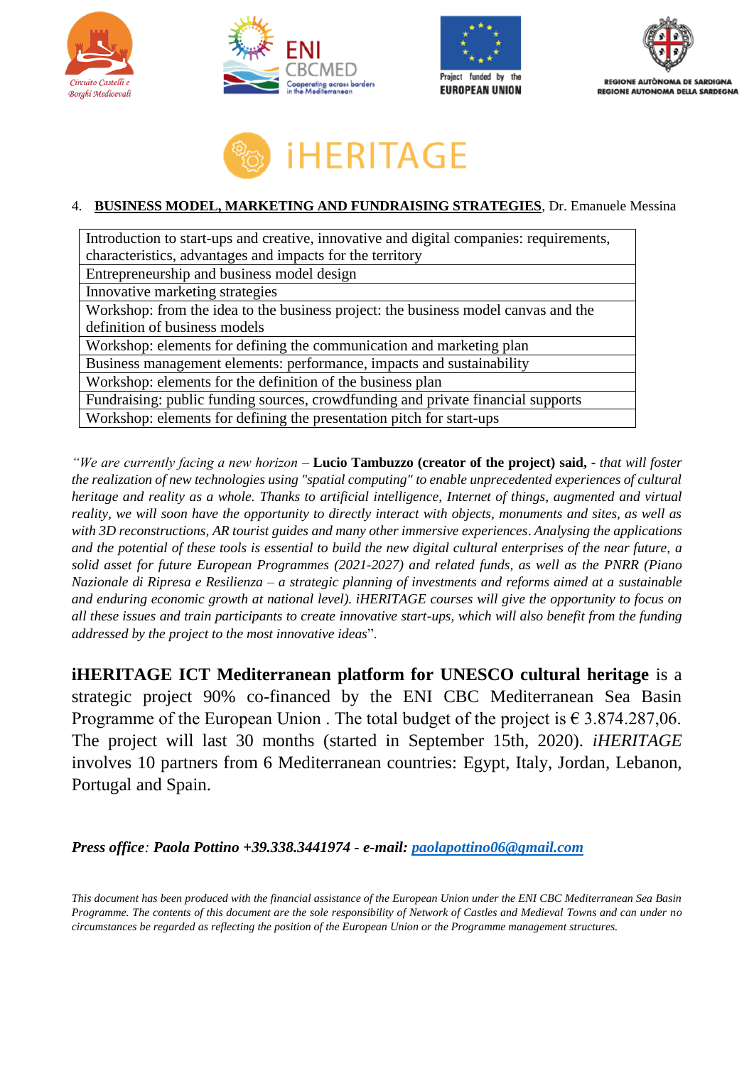iHERITAGE

4. **BUSINESS MODEL, MARKETING AND FUNDRAISING STRATEGIES**, Dr. Emanuele Messina

| |
|---|
| Introduction to start-ups and creative, innovative and digital companies: requirements, characteristics, advantages and impacts for the territory |
| Entrepreneurship and business model design |
| Innovative marketing strategies |
| Workshop: from the idea to the business project: the business model canvas and the definition of business models |
| Workshop: elements for defining the communication and marketing plan |
| Business management elements: performance, impacts and sustainability |
| Workshop: elements for the definition of the business plan |
| Fundraising: public funding sources, crowdfunding and private financial supports |
| Workshop: elements for defining the presentation pitch for start-ups |

*"We are currently facing a new horizon* – **Lucio Tambuzzo (creator of the project) said,** *- that will foster the realization of new technologies using "spatial computing" to enable unprecedented experiences of cultural heritage and reality as a whole. Thanks to artificial intelligence, Internet of things, augmented and virtual reality, we will soon have the opportunity to directly interact with objects, monuments and sites, as well as with 3D reconstructions, AR tourist guides and many other immersive experiences. Analysing the applications and the potential of these tools is essential to build the new digital cultural enterprises of the near future, a solid asset for future European Programmes (2021-2027) and related funds, as well as the PNRR (Piano Nazionale di Ripresa e Resilienza – a strategic planning of investments and reforms aimed at a sustainable and enduring economic growth at national level). iHERITAGE courses will give the opportunity to focus on all these issues and train participants to create innovative start-ups, which will also benefit from the funding addressed by the project to the most innovative ideas*".

**iHERITAGE ICT Mediterranean platform for UNESCO cultural heritage** is a strategic project 90% co-financed by the ENI CBC Mediterranean Sea Basin Programme of the European Union . The total budget of the project is € 3.874.287,06. The project will last 30 months (started in September 15th, 2020). *iHERITAGE* involves 10 partners from 6 Mediterranean countries: Egypt, Italy, Jordan, Lebanon, Portugal and Spain.

***Press office**: **Paola Pottino +39.338.3441974 - e-mail: paolapottino06@gmail.com***

*This document has been produced with the financial assistance of the European Union under the ENI CBC Mediterranean Sea Basin Programme. The contents of this document are the sole responsibility of Network of Castles and Medieval Towns and can under no circumstances be regarded as reflecting the position of the European Union or the Programme management structures.*